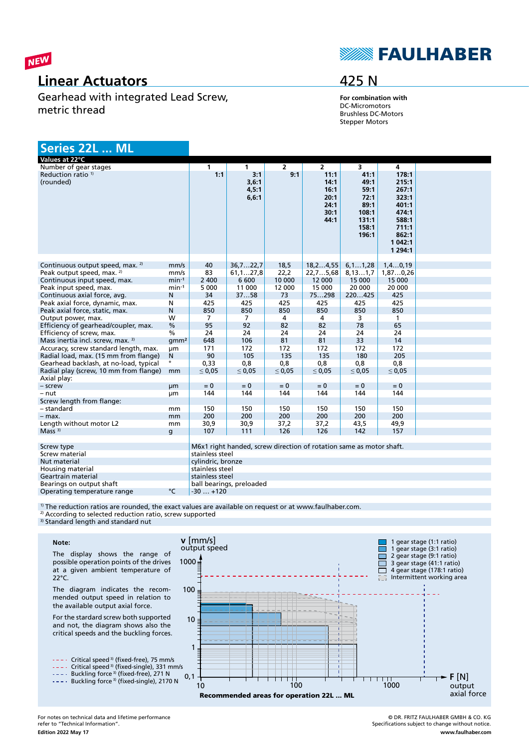NEW

# Linear Actuators

Gearhead with integrated Lead Screw, metric thread

FAULHABER

## 425 N

**For combination with**
DC-Micromotors
Brushless DC-Motors
Stepper Motors

## Series 22L ... ML

| Values at 22°C | | | | | | | |
|---|---|---|---|---|---|---|---|
| Number of gear stages | | 1 | 1 | 2 | 2 | 3 | 4 |
| Reduction ratio [1] (rounded) | | **1:1** | **3:1 3,6:1 4,5:1 6,6:1** | **9:1** | **11:1 14:1 16:1 20:1 24:1 30:1 44:1** | **41:1 49:1 59:1 72:1 89:1 108:1 131:1 158:1 196:1** | **178:1 215:1 267:1 323:1 401:1 474:1 588:1 711:1 862:1 1 042:1 1 294:1** |
| Continuous output speed, max. [2] | mm/s | 40 | 36,7…22,7 | 18,5 | 18,2…4,55 | 6,1…1,28 | 1,4…0,19 |
| Peak output speed, max. [2] | mm/s | 83 | 61,1…27,8 | 22,2 | 22,7…5,68 | 8,13…1,7 | 1,87…0,26 |
| Continuous input speed, max. | min⁻¹ | 2 400 | 6 600 | 10 000 | 12 000 | 15 000 | 15 000 |
| Peak input speed, max. | min⁻¹ | 5 000 | 11 000 | 12 000 | 15 000 | 20 000 | 20 000 |
| Continuous axial force, avg. | N | 34 | 37…58 | 73 | 75…298 | 220…425 | 425 |
| Peak axial force, dynamic, max. | N | 425 | 425 | 425 | 425 | 425 | 425 |
| Peak axial force, static, max. | N | 850 | 850 | 850 | 850 | 850 | 850 |
| Output power, max. | W | 7 | 7 | 4 | 4 | 3 | 1 |
| Efficiency of gearhead/coupler, max. | % | 95 | 92 | 82 | 82 | 78 | 65 |
| Efficiency of screw, max. | % | 24 | 24 | 24 | 24 | 24 | 24 |
| Mass inertia incl. screw, max. [3] | gmm² | 648 | 106 | 81 | 81 | 33 | 14 |
| Accuracy, screw standard length, max. | µm | 171 | 172 | 172 | 172 | 172 | 172 |
| Radial load, max. (15 mm from flange) | N | 90 | 105 | 135 | 135 | 180 | 205 |
| Gearhead backlash, at no-load, typical | ° | 0,33 | 0,8 | 0,8 | 0,8 | 0,8 | 0,8 |
| Radial play (screw, 10 mm from flange) | mm | ≤ 0,05 | ≤ 0,05 | ≤ 0,05 | ≤ 0,05 | ≤ 0,05 | ≤ 0,05 |
| Axial play: | | | | | | | |
| – screw | µm | = 0 | = 0 | = 0 | = 0 | = 0 | = 0 |
| – nut | µm | 144 | 144 | 144 | 144 | 144 | 144 |
| Screw length from flange: | | | | | | | |
| – standard | mm | 150 | 150 | 150 | 150 | 150 | 150 |
| – max. | mm | 200 | 200 | 200 | 200 | 200 | 200 |
| Length without motor L2 | mm | 30,9 | 30,9 | 37,2 | 37,2 | 43,5 | 49,9 |
| Mass [3] | g | 107 | 111 | 126 | 126 | 142 | 157 |

| | | |
|---|---|---|
| Screw type | | M6x1 right handed, screw direction of rotation same as motor shaft. |
| Screw material | | stainless steel |
| Nut material | | cylindric, bronze |
| Housing material | | stainless steel |
| Geartrain material | | stainless steel |
| Bearings on output shaft | | ball bearings, preloaded |
| Operating temperature range | °C | -30 … +120 |

[1] The reduction ratios are rounded, the exact values are available on request or at www.faulhaber.com.
[2] According to selected reduction ratio, screw supported
[3] Standard length and standard nut

**Note:**

The display shows the range of possible operation points of the drives at a given ambient temperature of 22°C.

The diagram indicates the recommended output speed in relation to the available output axial force.

For the standard screw both supported and not, the diagram shows also the critical speeds and the buckling forces.

- Critical speed [3] (fixed-free), 75 mm/s
- Critical speed [3] (fixed-single), 331 mm/s
- Buckling force [3] (fixed-free), 271 N
- Buckling force [3] (fixed-single), 2170 N

v [mm/s] output speed; F [N] output axial force

- 1 gear stage (1:1 ratio)
- 1 gear stage (3:1 ratio)
- 2 gear stage (9:1 ratio)
- 3 gear stage (41:1 ratio)
- 4 gear stage (178:1 ratio)
- Intermittent working area

**Recommended areas for operation 22L ... ML**

For notes on technical data and lifetime performance refer to "Technical Information".

**Edition 2022 May 17**

© DR. FRITZ FAULHABER GMBH & CO. KG
Specifications subject to change without notice.
**www.faulhaber.com**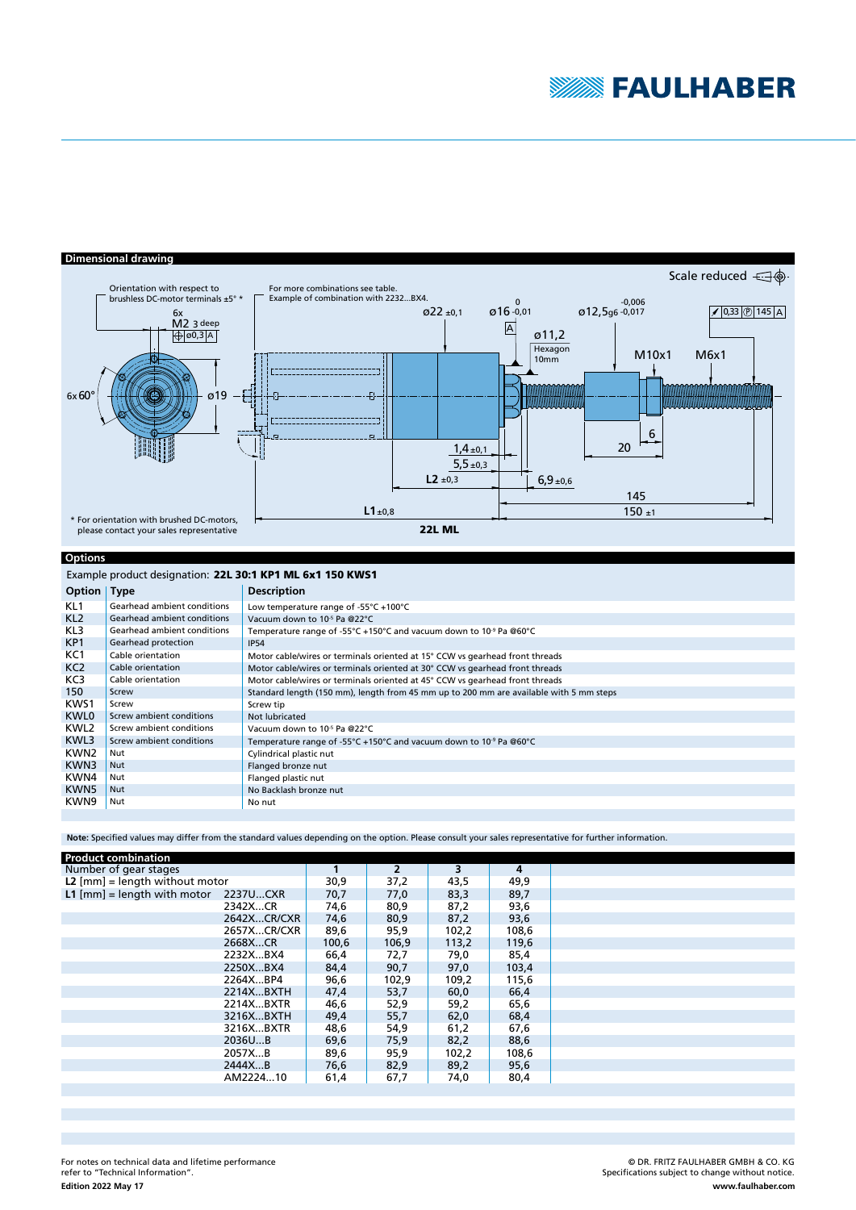## Dimensional drawing

Scale reduced

Orientation with respect to brushless DC-motor terminals ±5° *

6x M2 3 deep ⌖ ø0,3 A

6x 60°

ø19

For more combinations see table. Example of combination with 2232...BX4.

ø22 ±0,1

ø16 0 -0,01

A

ø12,5g6 -0,006 -0,017

↗ 0,33 Ⓟ 145 A

ø11,2

Hexagon 10mm

M10x1

M6x1

1,4 ±0,1

5,5 ±0,3

L2 ±0,3

6,9 ±0,6

20

6

145

150 ±1

L1 ±0,8

22L ML

* For orientation with brushed DC-motors, please contact your sales representative

## Options

Example product designation: **22L 30:1 KP1 ML 6x1 150 KWS1**

| Option | Type | Description |
|---|---|---|
| KL1 | Gearhead ambient conditions | Low temperature range of -55°C +100°C |
| KL2 | Gearhead ambient conditions | Vacuum down to 10⁻⁵ Pa @22°C |
| KL3 | Gearhead ambient conditions | Temperature range of -55°C +150°C and vacuum down to 10⁻⁹ Pa @60°C |
| KP1 | Gearhead protection | IP54 |
| KC1 | Cable orientation | Motor cable/wires or terminals oriented at 15° CCW vs gearhead front threads |
| KC2 | Cable orientation | Motor cable/wires or terminals oriented at 30° CCW vs gearhead front threads |
| KC3 | Cable orientation | Motor cable/wires or terminals oriented at 45° CCW vs gearhead front threads |
| 150 | Screw | Standard length (150 mm), length from 45 mm up to 200 mm are available with 5 mm steps |
| KWS1 | Screw | Screw tip |
| KWL0 | Screw ambient conditions | Not lubricated |
| KWL2 | Screw ambient conditions | Vacuum down to 10⁻⁵ Pa @22°C |
| KWL3 | Screw ambient conditions | Temperature range of -55°C +150°C and vacuum down to 10⁻⁹ Pa @60°C |
| KWN2 | Nut | Cylindrical plastic nut |
| KWN3 | Nut | Flanged bronze nut |
| KWN4 | Nut | Flanged plastic nut |
| KWN5 | Nut | No Backlash bronze nut |
| KWN9 | Nut | No nut |

**Note:** Specified values may differ from the standard values depending on the option. Please consult your sales representative for further information.

## Product combination

| Number of gear stages | | 1 | 2 | 3 | 4 |
|---|---|---|---|---|---|
| **L2** [mm] = length without motor | | 30,9 | 37,2 | 43,5 | 49,9 |
| **L1** [mm] = length with motor | 2237U...CXR | 70,7 | 77,0 | 83,3 | 89,7 |
| | 2342X...CR | 74,6 | 80,9 | 87,2 | 93,6 |
| | 2642X...CR/CXR | 74,6 | 80,9 | 87,2 | 93,6 |
| | 2657X...CR/CXR | 89,6 | 95,9 | 102,2 | 108,6 |
| | 2668X...CR | 100,6 | 106,9 | 113,2 | 119,6 |
| | 2232X...BX4 | 66,4 | 72,7 | 79,0 | 85,4 |
| | 2250X...BX4 | 84,4 | 90,7 | 97,0 | 103,4 |
| | 2264X...BP4 | 96,6 | 102,9 | 109,2 | 115,6 |
| | 2214X...BXTH | 47,4 | 53,7 | 60,0 | 66,4 |
| | 2214X...BXTR | 46,6 | 52,9 | 59,2 | 65,6 |
| | 3216X...BXTH | 49,4 | 55,7 | 62,0 | 68,4 |
| | 3216X...BXTR | 48,6 | 54,9 | 61,2 | 67,6 |
| | 2036U...B | 69,6 | 75,9 | 82,2 | 88,6 |
| | 2057X...B | 89,6 | 95,9 | 102,2 | 108,6 |
| | 2444X...B | 76,6 | 82,9 | 89,2 | 95,6 |
| | AM2224...10 | 61,4 | 67,7 | 74,0 | 80,4 |

For notes on technical data and lifetime performance refer to "Technical Information".

**Edition 2022 May 17**

© DR. FRITZ FAULHABER GMBH & CO. KG
Specifications subject to change without notice.
**www.faulhaber.com**